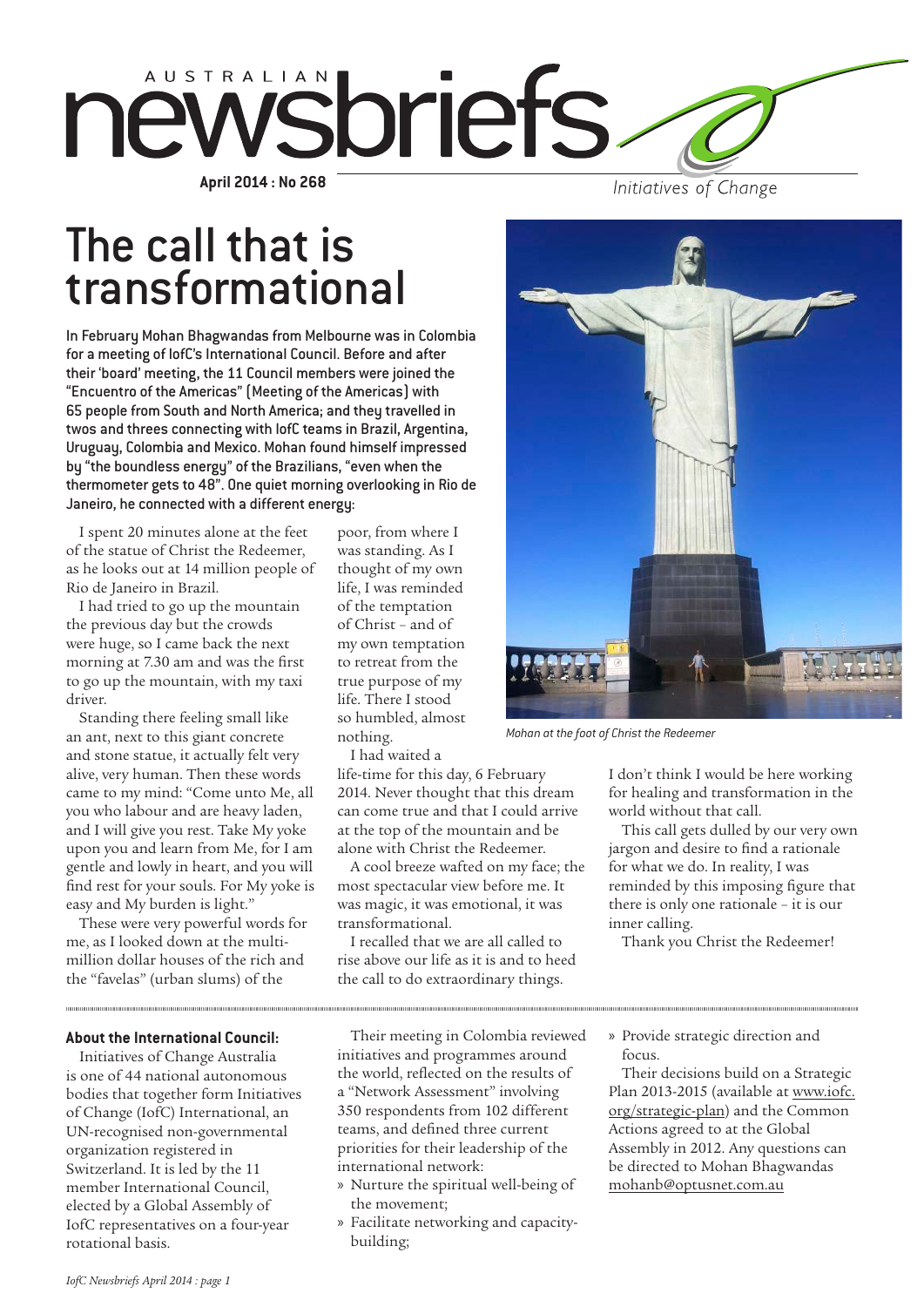# AUSTRALIAN newsbriefs

**April 2014 : No 268**

*Initiatives of Change*

# The call that is transformational

**In February Mohan Bhagwandas from Melbourne was in Colombia for a meeting of IofC's International Council. Before and after their 'board' meeting, the 11 Council members were joined the "Encuentro of the Americas" (Meeting of the Americas) with 65 people from South and North America; and they travelled in twos and threes connecting with IofC teams in Brazil, Argentina, Uruguay, Colombia and Mexico. Mohan found himself impressed by "the boundless energy" of the Brazilians, "even when the thermometer gets to 48". One quiet morning overlooking in Rio de Janeiro, he connected with a different energy:**

I spent 20 minutes alone at the feet of the statue of Christ the Redeemer, as he looks out at 14 million people of Rio de Janeiro in Brazil.

I had tried to go up the mountain the previous day but the crowds were huge, so I came back the next morning at 7.30 am and was the first to go up the mountain, with my taxi driver.

Standing there feeling small like an ant, next to this giant concrete and stone statue, it actually felt very alive, very human. Then these words came to my mind: "Come unto Me, all you who labour and are heavy laden, and I will give you rest. Take My yoke upon you and learn from Me, for I am gentle and lowly in heart, and you will find rest for your souls. For My yoke is easy and My burden is light."

These were very powerful words for me, as I looked down at the multi-million dollar houses of the rich and the "favelas" (urban slums) of the poor, from where I was standing. As I thought of my own life, I was reminded of the temptation of Christ – and of my own temptation to retreat from the true purpose of my life. There I stood so humbled, almost nothing.

I had waited a life-time for this day, 6 February 2014. Never thought that this dream can come true and that I could arrive at the top of the mountain and be alone with Christ the Redeemer.

A cool breeze wafted on my face; the most spectacular view before me. It was magic, it was emotional, it was transformational.

I recalled that we are all called to rise above our life as it is and to heed the call to do extraordinary things.

I don't think I would be here working for healing and transformation in the world without that call.

This call gets dulled by our very own jargon and desire to find a rationale for what we do. In reality, I was reminded by this imposing figure that there is only one rationale – it is our inner calling.

Thank you Christ the Redeemer!

*Mohan at the foot of Christ the Redeemer*

---

**About the International Council:**

Initiatives of Change Australia is one of 44 national autonomous bodies that together form Initiatives of Change (IofC) International, an UN-recognised non-governmental organization registered in Switzerland. It is led by the 11 member International Council, elected by a Global Assembly of IofC representatives on a four-year rotational basis.

Their meeting in Colombia reviewed initiatives and programmes around the world, reflected on the results of a "Network Assessment" involving 350 respondents from 102 different teams, and defined three current priorities for their leadership of the international network:

- Nurture the spiritual well-being of the movement;
- Facilitate networking and capacity-building;
- Provide strategic direction and focus.

Their decisions build on a Strategic Plan 2013-2015 (available at www.iofc.org/strategic-plan) and the Common Actions agreed to at the Global Assembly in 2012. Any questions can be directed to Mohan Bhagwandas mohanb@optusnet.com.au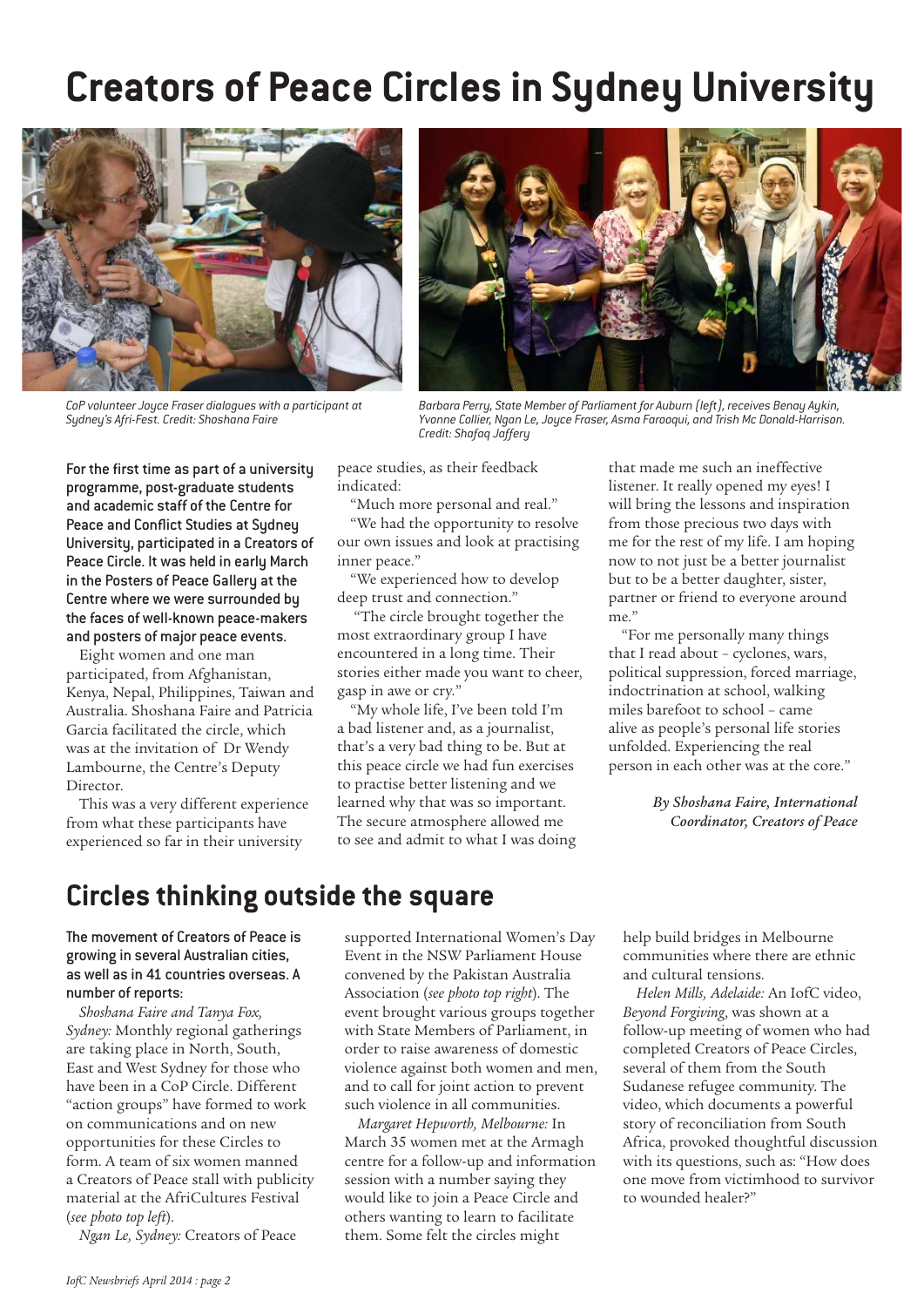# Creators of Peace Circles in Sydney University

CoP volunteer Joyce Fraser dialogues with a participant at Sydney's Afri-Fest. Credit: Shoshana Faire

Barbara Perry, State Member of Parliament for Auburn (left), receives Benay Aykin, Yvonne Collier, Ngan Le, Joyce Fraser, Asma Farooqui, and Trish Mc Donald-Harrison. Credit: Shafaq Jaffery

**For the first time as part of a university programme, post-graduate students and academic staff of the Centre for Peace and Conflict Studies at Sydney University, participated in a Creators of Peace Circle. It was held in early March in the Posters of Peace Gallery at the Centre where we were surrounded by the faces of well-known peace-makers and posters of major peace events.**

Eight women and one man participated, from Afghanistan, Kenya, Nepal, Philippines, Taiwan and Australia. Shoshana Faire and Patricia Garcia facilitated the circle, which was at the invitation of Dr Wendy Lambourne, the Centre's Deputy Director.

This was a very different experience from what these participants have experienced so far in their university peace studies, as their feedback indicated:

"Much more personal and real."

"We had the opportunity to resolve our own issues and look at practising inner peace."

"We experienced how to develop deep trust and connection."

"The circle brought together the most extraordinary group I have encountered in a long time. Their stories either made you want to cheer, gasp in awe or cry."

"My whole life, I've been told I'm a bad listener and, as a journalist, that's a very bad thing to be. But at this peace circle we had fun exercises to practise better listening and we learned why that was so important. The secure atmosphere allowed me to see and admit to what I was doing that made me such an ineffective listener. It really opened my eyes! I will bring the lessons and inspiration from those precious two days with me for the rest of my life. I am hoping now to not just be a better journalist but to be a better daughter, sister, partner or friend to everyone around me."

"For me personally many things that I read about – cyclones, wars, political suppression, forced marriage, indoctrination at school, walking miles barefoot to school – came alive as people's personal life stories unfolded. Experiencing the real person in each other was at the core."

*By Shoshana Faire, International Coordinator, Creators of Peace*

# Circles thinking outside the square

**The movement of Creators of Peace is growing in several Australian cities, as well as in 41 countries overseas. A number of reports:**

*Shoshana Faire and Tanya Fox, Sydney:* Monthly regional gatherings are taking place in North, South, East and West Sydney for those who have been in a CoP Circle. Different "action groups" have formed to work on communications and on new opportunities for these Circles to form. A team of six women manned a Creators of Peace stall with publicity material at the AfriCultures Festival (*see photo top left*).

*Ngan Le, Sydney:* Creators of Peace supported International Women's Day Event in the NSW Parliament House convened by the Pakistan Australia Association (*see photo top right*). The event brought various groups together with State Members of Parliament, in order to raise awareness of domestic violence against both women and men, and to call for joint action to prevent such violence in all communities.

*Margaret Hepworth, Melbourne:* In March 35 women met at the Armagh centre for a follow-up and information session with a number saying they would like to join a Peace Circle and others wanting to learn to facilitate them. Some felt the circles might help build bridges in Melbourne communities where there are ethnic and cultural tensions.

*Helen Mills, Adelaide:* An IofC video, *Beyond Forgiving*, was shown at a follow-up meeting of women who had completed Creators of Peace Circles, several of them from the South Sudanese refugee community. The video, which documents a powerful story of reconciliation from South Africa, provoked thoughtful discussion with its questions, such as: "How does one move from victimhood to survivor to wounded healer?"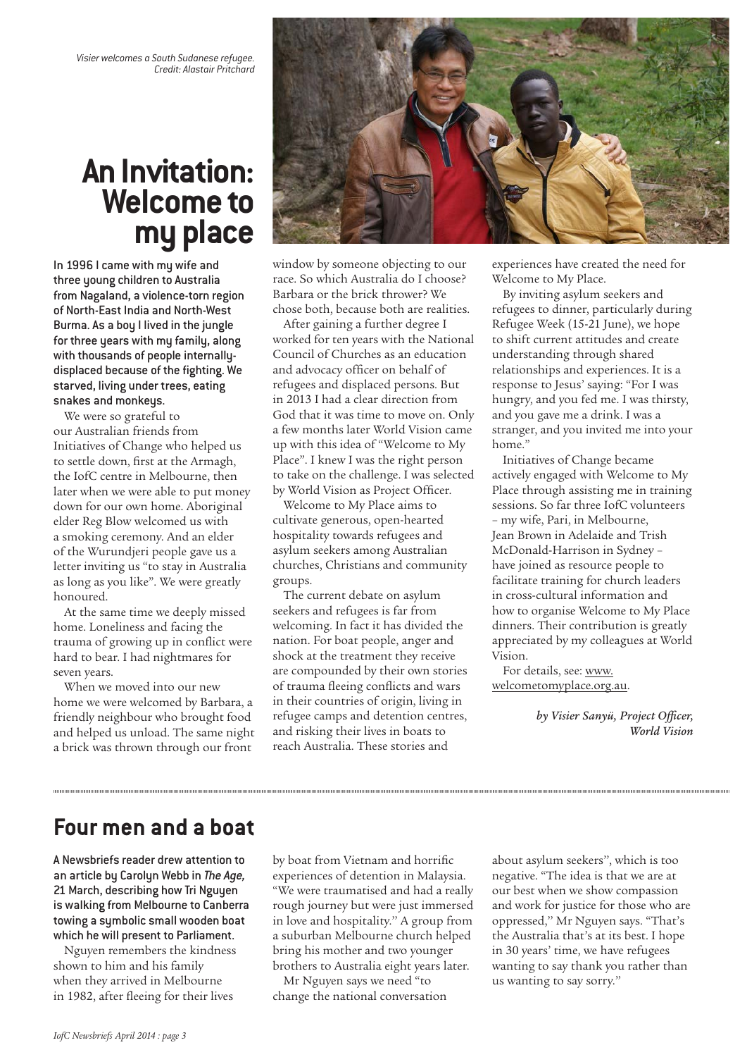*Visier welcomes a South Sudanese refugee. Credit: Alastair Pritchard*

# An Invitation: Welcome to my place

**In 1996 I came with my wife and three young children to Australia from Nagaland, a violence-torn region of North-East India and North-West Burma. As a boy I lived in the jungle for three years with my family, along with thousands of people internally-displaced because of the fighting. We starved, living under trees, eating snakes and monkeys.**

We were so grateful to our Australian friends from Initiatives of Change who helped us to settle down, first at the Armagh, the IofC centre in Melbourne, then later when we were able to put money down for our own home. Aboriginal elder Reg Blow welcomed us with a smoking ceremony. And an elder of the Wurundjeri people gave us a letter inviting us "to stay in Australia as long as you like". We were greatly honoured.

At the same time we deeply missed home. Loneliness and facing the trauma of growing up in conflict were hard to bear. I had nightmares for seven years.

When we moved into our new home we were welcomed by Barbara, a friendly neighbour who brought food and helped us unload. The same night a brick was thrown through our front window by someone objecting to our race. So which Australia do I choose? Barbara or the brick thrower? We chose both, because both are realities.

After gaining a further degree I worked for ten years with the National Council of Churches as an education and advocacy officer on behalf of refugees and displaced persons. But in 2013 I had a clear direction from God that it was time to move on. Only a few months later World Vision came up with this idea of "Welcome to My Place". I knew I was the right person to take on the challenge. I was selected by World Vision as Project Officer.

Welcome to My Place aims to cultivate generous, open-hearted hospitality towards refugees and asylum seekers among Australian churches, Christians and community groups.

The current debate on asylum seekers and refugees is far from welcoming. In fact it has divided the nation. For boat people, anger and shock at the treatment they receive are compounded by their own stories of trauma fleeing conflicts and wars in their countries of origin, living in refugee camps and detention centres, and risking their lives in boats to reach Australia. These stories and experiences have created the need for Welcome to My Place.

By inviting asylum seekers and refugees to dinner, particularly during Refugee Week (15-21 June), we hope to shift current attitudes and create understanding through shared relationships and experiences. It is a response to Jesus' saying: "For I was hungry, and you fed me. I was thirsty, and you gave me a drink. I was a stranger, and you invited me into your home."

Initiatives of Change became actively engaged with Welcome to My Place through assisting me in training sessions. So far three IofC volunteers – my wife, Pari, in Melbourne, Jean Brown in Adelaide and Trish McDonald-Harrison in Sydney – have joined as resource people to facilitate training for church leaders in cross-cultural information and how to organise Welcome to My Place dinners. Their contribution is greatly appreciated by my colleagues at World Vision.

For details, see: www.welcometomyplace.org.au.

*by Visier Sanyü, Project Officer, World Vision*

# Four men and a boat

**A Newsbriefs reader drew attention to an article by Carolyn Webb in *The Age,* 21 March, describing how Tri Nguyen is walking from Melbourne to Canberra towing a symbolic small wooden boat which he will present to Parliament.**

Nguyen remembers the kindness shown to him and his family when they arrived in Melbourne in 1982, after fleeing for their lives by boat from Vietnam and horrific experiences of detention in Malaysia. "We were traumatised and had a really rough journey but were just immersed in love and hospitality." A group from a suburban Melbourne church helped bring his mother and two younger brothers to Australia eight years later.

Mr Nguyen says we need "to change the national conversation about asylum seekers", which is too negative. "The idea is that we are at our best when we show compassion and work for justice for those who are oppressed," Mr Nguyen says. "That's the Australia that's at its best. I hope in 30 years' time, we have refugees wanting to say thank you rather than us wanting to say sorry."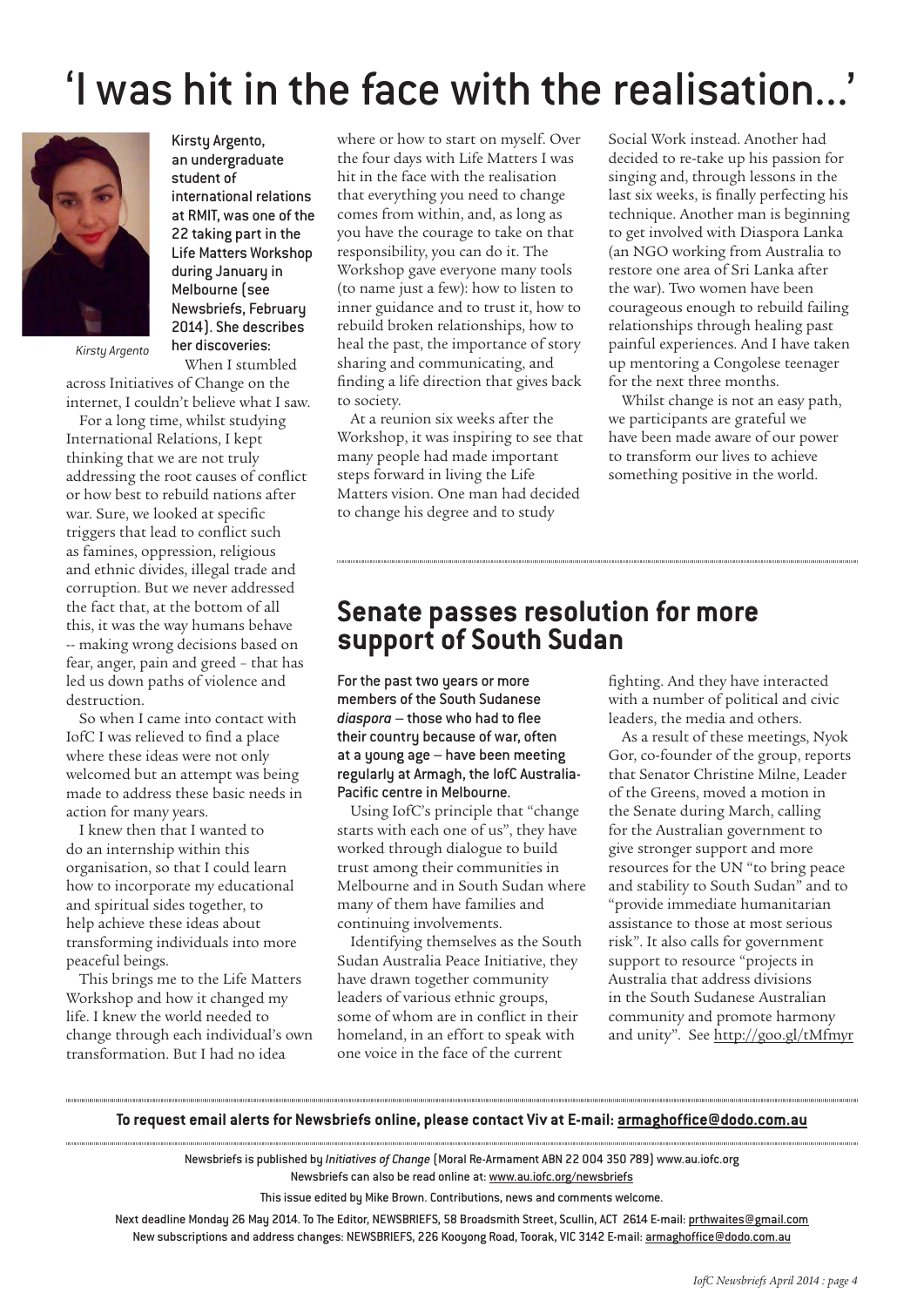# 'I was hit in the face with the realisation...'

Kirsty Argento

**Kirsty Argento, an undergraduate student of international relations at RMIT, was one of the 22 taking part in the Life Matters Workshop during January in Melbourne (see Newsbriefs, February 2014). She describes her discoveries:**

When I stumbled across Initiatives of Change on the internet, I couldn't believe what I saw.

For a long time, whilst studying International Relations, I kept thinking that we are not truly addressing the root causes of conflict or how best to rebuild nations after war. Sure, we looked at specific triggers that lead to conflict such as famines, oppression, religious and ethnic divides, illegal trade and corruption. But we never addressed the fact that, at the bottom of all this, it was the way humans behave -- making wrong decisions based on fear, anger, pain and greed – that has led us down paths of violence and destruction.

So when I came into contact with IofC I was relieved to find a place where these ideas were not only welcomed but an attempt was being made to address these basic needs in action for many years.

I knew then that I wanted to do an internship within this organisation, so that I could learn how to incorporate my educational and spiritual sides together, to help achieve these ideas about transforming individuals into more peaceful beings.

This brings me to the Life Matters Workshop and how it changed my life. I knew the world needed to change through each individual's own transformation. But I had no idea where or how to start on myself. Over the four days with Life Matters I was hit in the face with the realisation that everything you need to change comes from within, and, as long as you have the courage to take on that responsibility, you can do it. The Workshop gave everyone many tools (to name just a few): how to listen to inner guidance and to trust it, how to rebuild broken relationships, how to heal the past, the importance of story sharing and communicating, and finding a life direction that gives back to society.

At a reunion six weeks after the Workshop, it was inspiring to see that many people had made important steps forward in living the Life Matters vision. One man had decided to change his degree and to study Social Work instead. Another had decided to re-take up his passion for singing and, through lessons in the last six weeks, is finally perfecting his technique. Another man is beginning to get involved with Diaspora Lanka (an NGO working from Australia to restore one area of Sri Lanka after the war). Two women have been courageous enough to rebuild failing relationships through healing past painful experiences. And I have taken up mentoring a Congolese teenager for the next three months.

Whilst change is not an easy path, we participants are grateful we have been made aware of our power to transform our lives to achieve something positive in the world.

## Senate passes resolution for more support of South Sudan

**For the past two years or more members of the South Sudanese *diaspora* – those who had to flee their country because of war, often at a young age – have been meeting regularly at Armagh, the IofC Australia-Pacific centre in Melbourne.**

Using IofC's principle that "change starts with each one of us", they have worked through dialogue to build trust among their communities in Melbourne and in South Sudan where many of them have families and continuing involvements.

Identifying themselves as the South Sudan Australia Peace Initiative, they have drawn together community leaders of various ethnic groups, some of whom are in conflict in their homeland, in an effort to speak with one voice in the face of the current fighting. And they have interacted with a number of political and civic leaders, the media and others.

As a result of these meetings, Nyok Gor, co-founder of the group, reports that Senator Christine Milne, Leader of the Greens, moved a motion in the Senate during March, calling for the Australian government to give stronger support and more resources for the UN "to bring peace and stability to South Sudan" and to "provide immediate humanitarian assistance to those at most serious risk". It also calls for government support to resource "projects in Australia that address divisions in the South Sudanese Australian community and promote harmony and unity". See http://goo.gl/tMfmyr

---

**To request email alerts for Newsbriefs online, please contact Viv at E-mail: armaghoffice@dodo.com.au**

Newsbriefs is published by *Initiatives of Change* (Moral Re-Armament ABN 22 004 350 789) www.au.iofc.org
Newsbriefs can also be read online at: www.au.iofc.org/newsbriefs

This issue edited by Mike Brown. Contributions, news and comments welcome.

Next deadline Monday 26 May 2014. To The Editor, NEWSBRIEFS, 58 Broadsmith Street, Scullin, ACT 2614 E-mail: prthwaites@gmail.com
New subscriptions and address changes: NEWSBRIEFS, 226 Kooyong Road, Toorak, VIC 3142 E-mail: armaghoffice@dodo.com.au